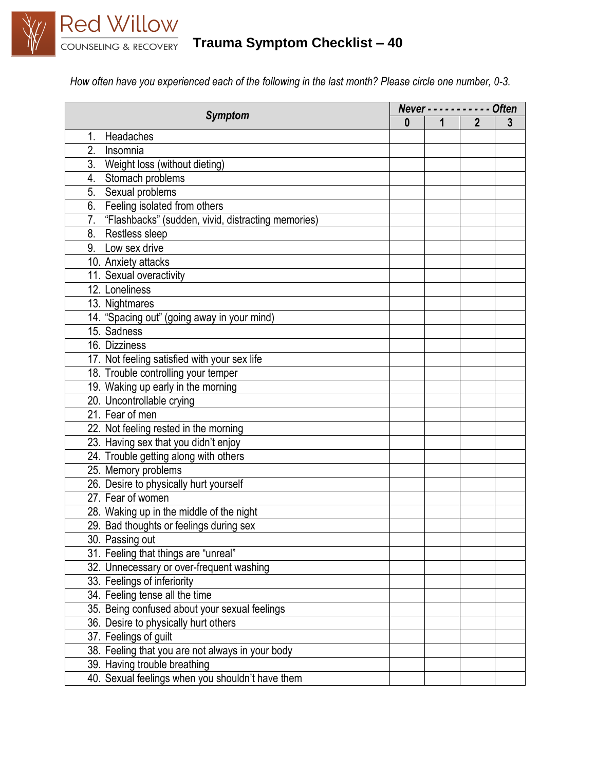Red Willow
COUNSELING & RECOVERY

# Trauma Symptom Checklist – 40

*How often have you experienced each of the following in the last month? Please circle one number, 0-3.*

| *Symptom* | *Never - - - - - - - - - - -* | | | *Often* |
|---|---|---|---|---|
| | **0** | **1** | **2** | **3** |
| 1. Headaches | | | | |
| 2. Insomnia | | | | |
| 3. Weight loss (without dieting) | | | | |
| 4. Stomach problems | | | | |
| 5. Sexual problems | | | | |
| 6. Feeling isolated from others | | | | |
| 7. "Flashbacks" (sudden, vivid, distracting memories) | | | | |
| 8. Restless sleep | | | | |
| 9. Low sex drive | | | | |
| 10. Anxiety attacks | | | | |
| 11. Sexual overactivity | | | | |
| 12. Loneliness | | | | |
| 13. Nightmares | | | | |
| 14. "Spacing out" (going away in your mind) | | | | |
| 15. Sadness | | | | |
| 16. Dizziness | | | | |
| 17. Not feeling satisfied with your sex life | | | | |
| 18. Trouble controlling your temper | | | | |
| 19. Waking up early in the morning | | | | |
| 20. Uncontrollable crying | | | | |
| 21. Fear of men | | | | |
| 22. Not feeling rested in the morning | | | | |
| 23. Having sex that you didn't enjoy | | | | |
| 24. Trouble getting along with others | | | | |
| 25. Memory problems | | | | |
| 26. Desire to physically hurt yourself | | | | |
| 27. Fear of women | | | | |
| 28. Waking up in the middle of the night | | | | |
| 29. Bad thoughts or feelings during sex | | | | |
| 30. Passing out | | | | |
| 31. Feeling that things are "unreal" | | | | |
| 32. Unnecessary or over-frequent washing | | | | |
| 33. Feelings of inferiority | | | | |
| 34. Feeling tense all the time | | | | |
| 35. Being confused about your sexual feelings | | | | |
| 36. Desire to physically hurt others | | | | |
| 37. Feelings of guilt | | | | |
| 38. Feeling that you are not always in your body | | | | |
| 39. Having trouble breathing | | | | |
| 40. Sexual feelings when you shouldn't have them | | | | |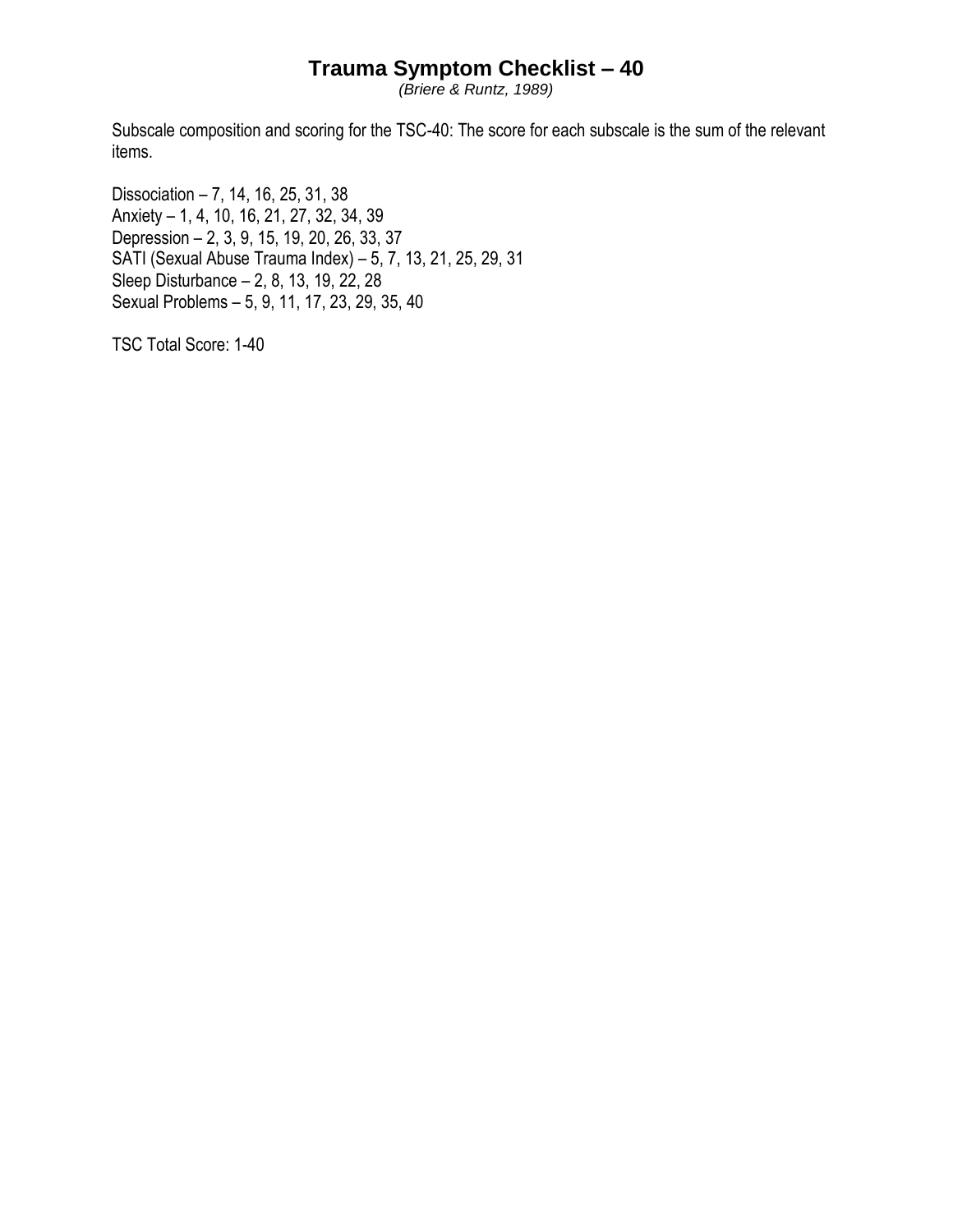# Trauma Symptom Checklist – 40

*(Briere & Runtz, 1989)*

Subscale composition and scoring for the TSC-40: The score for each subscale is the sum of the relevant items.

Dissociation – 7, 14, 16, 25, 31, 38
Anxiety – 1, 4, 10, 16, 21, 27, 32, 34, 39
Depression – 2, 3, 9, 15, 19, 20, 26, 33, 37
SATI (Sexual Abuse Trauma Index) – 5, 7, 13, 21, 25, 29, 31
Sleep Disturbance – 2, 8, 13, 19, 22, 28
Sexual Problems – 5, 9, 11, 17, 23, 29, 35, 40

TSC Total Score: 1-40